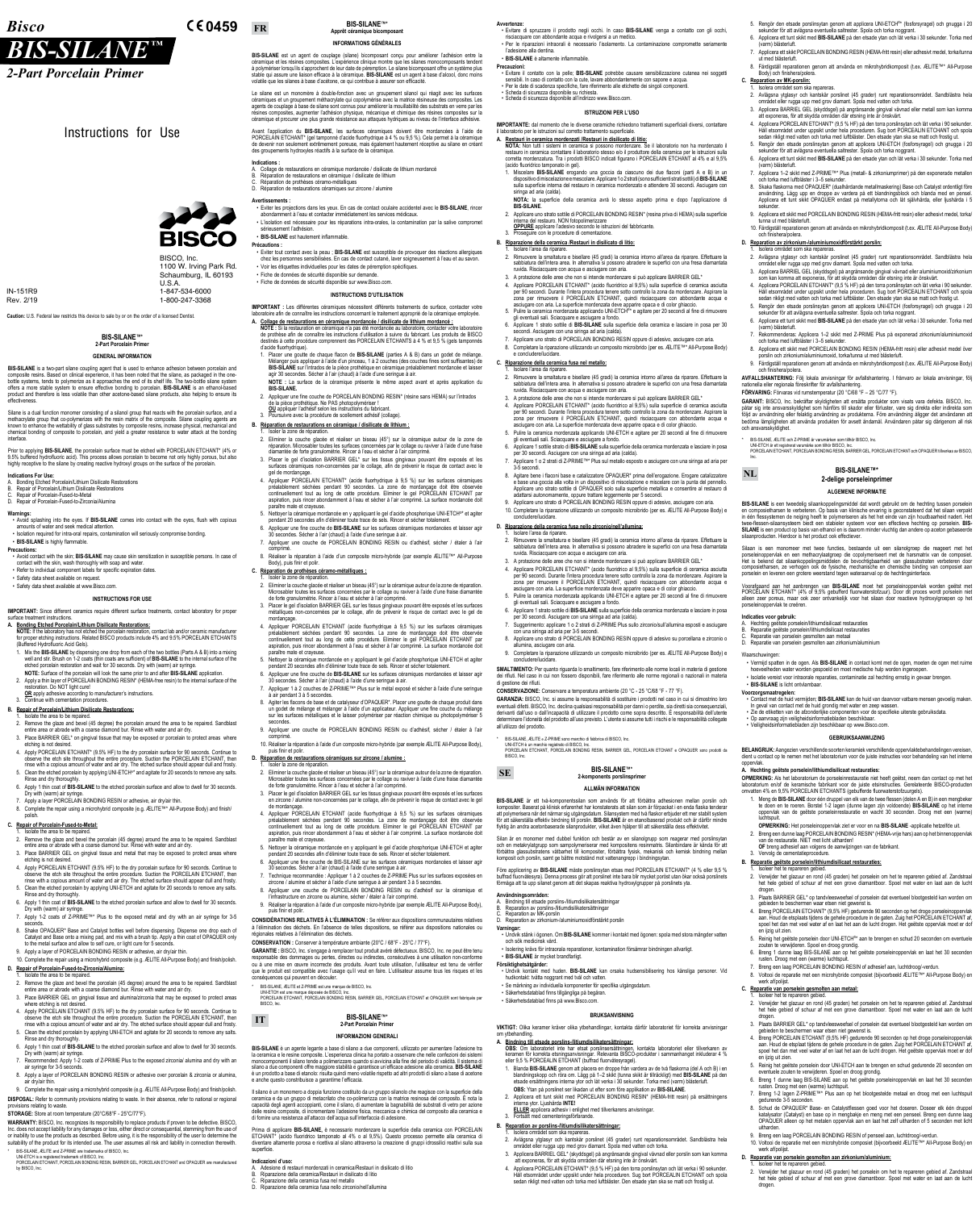# Bisco

# BIS-SILANE™

## 2-Part Porcelain Primer

CE 0459

# Instructions for Use

BISCO, Inc.
1100 W. Irving Park Rd.
Schaumburg, IL 60193
U.S.A.
1-847-534-6000
1-800-247-3368

IN-151R9
Rev. 2/19

Caution: U.S. Federal law restricts this device to sale by or on the order of a licensed Dentist.

## BIS-SILANE™*
### 2-Part Porcelain Primer

### GENERAL INFORMATION

**BIS-SILANE** is a two-part silane coupling agent that is used to enhance adhesion between porcelain and composite resins. Based on clinical experience, it has been noted that the silane, as packaged in the one-bottle systems, tends to polymerize as it approaches the end of its shelf life. The two-bottle system offers a more stable system to ensure effective bonding to porcelain. **BIS-SILANE** is an ethanol-based product and therefore is less volatile than other acetone-based silane products, also helping to ensure its effectiveness.

Silane is a dual function monomer consisting of a silanol group that reacts with the porcelain surface, and a methacrylate group that co-polymerizes with the resin matrix of the composite. Silane coupling agents are known to enhance the wettability of glass substrates by composite resins, increase physical, mechanical and chemical bonding of composite to porcelain, and yield a greater resistance to water attack at the bonding interface.

Prior to applying **BIS-SILANE**, the porcelain surface must be etched with PORCELAIN ETCHANT* (4% or 9.5% buffered hydrofluoric acid). This process allows porcelain to become not only highly porous, but also highly receptive to the silane by creating reactive hydroxyl groups on the surface of the porcelain.

**Indications For Use:**
A. Bonding Etched Porcelain/Lithium Disilicate Restorations
B. Repair of Porcelain/Lithium Disilicate Restorations
C. Repair of Porcelain-Fused-to-Metal
D. Repair of Porcelain-Fused-to-Zirconia/Alumina

**Warnings:**
- Avoid splashing into the eyes. If **BIS-SILANE** comes into contact with the eyes, flush with copious amounts of water and seek medical attention.
- Isolation required for intra-oral repairs, contamination will seriously compromise bonding.
- **BIS-SILANE** is highly flammable.

**Precautions:**
- Avoid contact with the skin; **BIS-SILANE** may cause skin sensitization in susceptible persons. In case of contact with the skin, wash thoroughly with soap and water.
- Refer to individual component labels for specific expiration dates.
- Safety data sheet available on request.
- Safety data sheet available at www.Bisco.com.

### INSTRUCTIONS FOR USE

**IMPORTANT:** Since different ceramics require different surface treatments, contact laboratory for proper surface treatment instructions.

**A. Bonding Etched Porcelain/Lithium Disilicate Restorations:**
**NOTE:** If the laboratory has not etched the porcelain restoration, contact lab and/or ceramic manufacturer for proper etching instructions. Related BISCO products include 4% and 9.5% PORCELAIN ETCHANTS (Buffered Hydrofluoric Acid Gels).

1. Mix the **BIS-SILANE** by dispensing one drop from each of the two bottles (Parts A & B) into a mixing well and stir. Brush on 1-2 coats (thin coats are sufficient) of **BIS-SILANE** to the internal surface of the etched porcelain restoration and wait for 30 seconds. Dry with (warm) air syringe.
   **NOTE:** Surface of the porcelain will look the same prior to and after **BIS-SILANE** application.
2. Apply a thin layer of PORCELAIN BONDING RESIN* (HEMA-free resin) to the internal surface of the restoration. Do NOT light cure!
   **OR** apply adhesive according to manufacturer's instructions.
3. Continue with cementation procedures.

**B. Repair of Porcelain/Lithium Disilicate Restorations:**
1. Isolate the area to be repaired.
2. Remove the glaze and bevel (45 degree) the porcelain around the area to be repaired. Sandblast entire area or abrade with a coarse diamond bur. Rinse with water and air dry.
3. Place BARRIER GEL* on gingival tissue that may be exposed or porcelain to protect areas where etching is not desired.
4. Apply PORCELAIN ETCHANT* (9.5% HF) to the dry porcelain surface for 90 seconds. Continue to observe the etch site throughout the entire procedure. Suction the PORCELAIN ETCHANT, then rinse with a copious amount of water and air dry. The etched surface should appear dull and frosty.
5. Clean the etched porcelain by applying UNI-ETCH* and agitate for 20 seconds to remove any salts. Rinse and dry thoroughly.
6. Apply 1 thin coat of **BIS-SILANE** to the etched porcelain surface and allow to dwell for 30 seconds. Dry with (warm) air syringe.
7. Apply a layer of PORCELAIN BONDING RESIN or adhesive, air dry/air thin.
8. Complete the repair using a microhybrid composite (e.g. ÆLITE™* All-Purpose Body) and finish/polish.

**C. Repair of Porcelain-Fused-to-Metal:**
1. Isolate the area to be repaired.
2. Remove the glaze and bevel the porcelain (45 degree) around the area to be repaired. Sandblast entire area or abrade with a coarse diamond bur.
3. Place BARRIER GEL on gingival tissue and metal that may be exposed to protect areas where etching is not desired.
4. Apply PORCELAIN ETCHANT (9.5% HF) to the dry porcelain surface for 90 seconds. Continue to observe the etch site throughout the entire procedure. Suction the PORCELAIN ETCHANT, then rinse with a copious amount of water and air dry. The etched surface should appear dull and frosty.
5. Clean the etched porcelain by applying UNI-ETCH and agitate for 20 seconds to remove any salts. Rinse and dry thoroughly.
6. Apply 1 thin coat of **BIS-SILANE** to the etched porcelain surface and allow to dwell for 30 seconds. Dry with (warm) air syringe.
7. Apply 1-2 coats of Z-PRIME™* Plus to the exposed metal and dry with an air syringe for 3-5 seconds.
8. Shake OPAQUER* Base and Catalyst bottles well before dispensing. Dispense one drop each of Catalyst and Base onto a mixing pad, and mix with a brush tip. Apply a thin coat of OPAQUER only to the metal surface and allow to self cure, or light cure for 5 seconds.
9. Apply a layer of PORCELAIN BONDING RESIN or adhesive, air dry/air thin.
10. Complete the repair using a microhybrid composite (e.g. ÆLITE All-Purpose Body) and finish/polish.

**D. Repair of Porcelain-Fused-to-Zirconia/Alumina:**
1. Isolate the area to be repaired.
2. Remove the glaze and bevel the porcelain (45 degree) around the area to be repaired. Sandblast entire area or abrade with a coarse diamond bur.
3. Place BARRIER GEL on gingival tissue and alumina/zirconia that may be exposed to protect areas where etching is not desired.
4. Apply PORCELAIN ETCHANT (9.5% HF) to the dry porcelain surface for 90 seconds. Continue to observe the etch site throughout the entire procedure. Suction the PORCELAIN ETCHANT, then rinse with a copious amount of water and air dry. The etched surface should appear dull and frosty.
5. Clean the etched porcelain by applying UNI-ETCH and agitate for 20 seconds to remove any salts. Rinse and dry thoroughly.
6. Apply 1 thin coat of **BIS-SILANE** to the etched porcelain surface and allow to dwell for 30 seconds. Dry with (warm) air syringe.
7. Recommended: Apply 1-2 coats of Z-PRIME Plus to the exposed zirconia/ alumina and dry with an air syringe for 3-5 seconds.
8. Apply a layer of PORCELAIN BONDING RESIN or adhesive over porcelain & zirconia or alumina, air dry/air thin.
9. Complete the repair using a microhybrid composite (e.g. ÆLITE All-Purpose Body) and finish/polish.

**DISPOSAL:** Refer to community provisions relating to waste. In their absence, refer to national or regional provisions relating to waste.

**STORAGE:** Store at room temperature (20°C/68°F - 25°C/77°F).

**WARRANTY:** BISCO, Inc. recognizes its responsibility to replace products if proven to be defective. BISCO, Inc. does not accept liability for any damages or loss, either direct or consequential, stemming from the use of or inability to use the products as described. Before using, it is the responsibility of the user to determine the suitability of the product for its intended use. The user assumes all risk and liability in connection therewith.

\* BIS-SILANE, ÆLITE and Z-PRIME are trademarks of BISCO, Inc.
UNI-ETCH is a registered trademark of BISCO, Inc.
PORCELAIN ETCHANT, PORCELAIN BONDING RESIN, BARRIER GEL, PORCELAIN ETCHANT and OPAQUER are manufactured by BISCO, Inc.

---

## FR

## BIS-SILANE™*
### Apprêt céramique bicomposant

### INFORMATIONS GÉNÉRALES

**BIS-SILANE** est un agent de couplage (silane) bicomposant conçu pour améliorer l'adhésion entre la céramique et les résines composites. L'expérience clinique montre que les silanes monocomposants tendent à polymériser lorsqu'ils s'approchent de leur date de péremption. Le silane bicomposant offre un système plus stable qui assure une liaison efficace à la céramique. **BIS-SILANE** est un agent à base d'alcool, donc moins volatile que les silanes à base d'acétone, ce qui contribue à assurer son efficacité.

Le silane est un monomère à double-fonction avec un groupement silanol qui réagit avec les surfaces céramiques et un groupement méthacrylate qui copolymérise avec la matrice résineuse des composites. Les agents de couplage à base de silane sont connus pour améliorer la mouillabilité des substrats en verre par les résines composites, augmenter l'adhésion physique, mécanique et chimique des résines composites sur la céramique et procurer une plus grande résistance aux attaques hydriques au niveau de l'interface adhésive.

Avant l'application du **BIS-SILANE**, les surfaces céramiques doivent être mordancées à l'aide de PORCELAIN ETCHANT* (gel tamponné d'acide fluorhydrique à 4 % ou 9,5 %). Cela permet à la céramique de devenir non seulement extrêmement poreuse, mais également hautement réceptive au silane en créant des groupements hydroxyles réactifs à la surface de la céramique.

**Indications :**
A. Collage de restaurations en céramique mordancée / disilicate de lithium mordancé
B. Réparation de restaurations en céramique / disilicate de lithium
C. Réparation de prothèses céramo-métalliques
D. Réparation de restaurations céramiques sur zircone / alumine

**Avertissements :**
- Éviter les projections dans les yeux. En cas de contact oculaire accidentel avec le **BIS-SILANE**, rincer abondamment à l'eau et contacter immédiatement les services médicaux.
- L'isolation est nécessaire pour les réparations intra-orales, la contamination par la salive compromet sérieusement l'adhésion.
- **BIS-SILANE** est hautement inflammable.

**Précautions :**
- Éviter tout contact avec la peau : **BIS-SILANE** est susceptible de provoquer des réactions allergiques chez les personnes sensibles. En cas de contact cutané, laver soigneusement à l'eau et au savon.
- Voir les étiquettes individuelles pour les dates de péremption spécifiques.
- Fiche de données de sécurité disponible sur demande.
- Fiche de données de sécurité disponible sur www.Bisco.com.

### INSTRUCTIONS D'UTILISATION

**IMPORTANT :** Les différentes céramiques nécessitent différents traitements de surface, contacter votre laboratoire afin de connaître les instructions concernant le traitement approprié de la céramique employée.

**A. Collage de restaurations en céramique mordancée / disilicate de lithium mordancé :**
**NOTE :** Si la restauration en céramique n'a pas été mordancée au laboratoire, contacter votre laboratoire de prothèse afin de connaître les instructions d'utilisation à suivre du fabricant. Les produits de BISCO destinés à cette procédure comprennent des PORCELAIN ETCHANTS à 4 % et 9,5 % (gels tamponnés d'acide fluorhydrique).

1. Placer une goutte de chaque flacon de **BIS-SILANE** (parties A & B) dans un godet de mélange. Mélanger puis appliquer à l'aide d'un pinceau, 1 à 2 couches (des couches fines sont suffisantes) de **BIS-SILANE** sur l'intrados de la pièce prothétique en céramique mordancée puis agir 30 secondes. Sécher à l'air (chaud) à l'aide d'une seringue à air.
   **NOTE :** La surface de la céramique présente le même aspect avant et après application du **BIS-SILANE**.
2. Appliquer une fine couche de PORCELAIN BONDING RESIN* (résine sans HEMA) sur l'intrados de la pièce prothétique. Ne PAS photopolymériser !
   **OU** appliquer l'adhésif selon les instructions du fabricant.
3. Poursuivre avec la procédure de scellement adhésif (collage).

**B. Réparation de restaurations en céramique / disilicate de lithium :**
1. Isoler la zone de réparation.
2. Éliminer la couche glacée et réaliser un biseau (45°) sur la céramique autour de la zone de réparation. Microsabler toutes les surfaces concernées par le collage ou raviver à l'aide d'une fraise diamantée de forte granulométrie. Rincer à l'eau et sécher à l'air comprimé.
3. Placer le gel d'isolation BARRIER GEL* sur les tissus gingivaux pouvant être exposés et les surfaces céramiques non-concernées par le collage, afin de prévenir le risque de contact avec le gel de mordançage.
4. Appliquer PORCELAIN ETCHANT* (acide fluorhydrique à 9,5 %) sur les surfaces céramiques préalablement séchées pendant 90 secondes. La zone de mordançage doit être observée continuellement tout au long de cette procédure. Éliminer le gel PORCELAIN ETCHANT par aspiration, puis rincer abondamment à l'eau et sécher à l'air comprimé. La surface mordancée doit paraître mate et crayeuse.
5. Nettoyer la céramique mordancée en y appliquant le gel d'acide phosphorique UNI-ETCH** et agiter pendant 20 secondes afin d'éliminer toute trace de sels. Rincer et sécher totalement.
6. Appliquer une fine couche de **BIS-SILANE** sur les surfaces céramiques mordancées et laisser agir 30 secondes. Sécher à l'air (chaud) à l'aide d'une seringue à air.
7. Appliquer une couche de PORCELAIN BONDING RESIN ou d'adhésif, sécher / étaler à l'air comprimé.
8. Réaliser la réparation à l'aide d'un composite micro-hybride (par exemple ÆLITE™* All-Purpose Body), puis finir et polir.

**C. Réparation de prothèses céramo-métalliques :**
1. Isoler la zone de réparation.
2. Éliminer la couche glacée et réaliser un biseau (45°) sur la céramique autour de la zone de réparation. Microsabler toutes les surfaces concernées par le collage ou raviver à l'aide d'une fraise diamantée de forte granulométrie. Rincer à l'eau et sécher à l'air comprimé.
3. Placer le gel d'isolation BARRIER GEL sur les tissus gingivaux pouvant être exposés et les surfaces métalliques non-concernées par le collage, afin de prévenir le risque de contact avec le gel de mordançage.
4. Appliquer PORCELAIN ETCHANT (acide fluorhydrique à 9,5 %) sur les surfaces céramiques préalablement séchées pendant 90 secondes. La zone de mordançage doit être observée continuellement tout au long de cette procédure. Éliminer le gel PORCELAIN ETCHANT par aspiration, puis rincer abondamment à l'eau et sécher à l'air comprimé. La surface mordancée doit paraître mate et crayeuse.
5. Nettoyer la céramique mordancée en y appliquant le gel d'acide phosphorique UNI-ETCH et agiter pendant 20 secondes afin d'éliminer toute trace de sels. Rincer et sécher totalement.
6. Appliquer une fine couche de **BIS-SILANE** sur les surfaces céramiques mordancées et laisser agir 30 secondes. Sécher à l'air (chaud) à l'aide d'une seringue à air.
7. Appliquer 1 à 2 couches de Z-PRIME™* Plus sur le métal exposé et sécher à l'aide d'une seringue à air pendant 3 à 5 secondes.
8. Agiter les flacons de base et de catalyseur d'OPAQUER*. Placer une goutte de chaque produit dans un godet de mélange et mélanger à l'aide d'un applicateur. Appliquer une fine couche du mélange sur les surfaces métalliques et le laisser polymériser par réaction chimique ou photopolymériser 5 secondes.
9. Appliquer une couche de PORCELAIN BONDING RESIN ou d'adhésif, sécher / étaler à l'air comprimé.
10. Réaliser la réparation à l'aide d'un composite micro-hybride (par exemple ÆLITE All-Purpose Body), puis finir et polir.

**D. Réparation de restaurations céramiques sur zircone / alumine :**
1. Isoler la zone de réparation.
2. Éliminer la couche glacée et réaliser un biseau (45°) sur la céramique autour de la zone de réparation. Microsabler toutes les surfaces concernées par le collage ou raviver à l'aide d'une fraise diamantée de forte granulométrie. Rincer à l'eau et sécher à l'air comprimé.
3. Placer le gel d'isolation BARRIER GEL sur les tissus gingivaux pouvant être exposés et les surfaces en zircone / alumine non-concernées par le collage, afin de prévenir le risque de contact avec le gel de mordançage.
4. Appliquer PORCELAIN ETCHANT (acide fluorhydrique à 9,5 %) sur les surfaces céramiques préalablement séchées pendant 90 secondes. La zone de mordançage doit être observée continuellement tout au long de cette procédure. Éliminer le gel PORCELAIN ETCHANT par aspiration, puis rincer abondamment à l'eau et sécher à l'air comprimé. La surface mordancée doit paraître mate et crayeuse.
5. Nettoyer la céramique mordancée en y appliquant le gel d'acide phosphorique UNI-ETCH et agiter pendant 20 secondes afin d'éliminer toute trace de sels. Rincer et sécher totalement.
6. Appliquer une fine couche de **BIS-SILANE** sur les surfaces céramiques mordancées et laisser agir 30 secondes. Sécher à l'air (chaud) à l'aide d'une seringue à air.
7. Technique recommandée : Appliquer 1 à 2 couches de Z-PRIME Plus sur les surfaces exposées en zircone / alumine et sécher à l'aide d'une seringue à air pendant 3 à 5 secondes.
8. Appliquer une couche de PORCELAIN BONDING RESIN ou d'adhésif sur la céramique et l'infrastructure en zircone ou alumine, sécher / étaler à l'air comprimé.
9. Réaliser la réparation à l'aide d'un composite micro-hybride (par exemple ÆLITE All-Purpose Body), puis finir et polir.

**CONSIDÉRATIONS RELATIVES À L'ÉLIMINATION :** Se référer aux dispositions communautaires relatives à l'élimination des déchets. En l'absence de telles dispositions, se référer aux dispositions nationales ou régionales relatives à l'élimination des déchets.

**CONSERVATION :** Conserver à température ambiante (20°C / 68°F - 25°C / 77°F).

**GARANTIE :** BISCO, Inc. s'engage à remplacer tout produit avéré défectueux. BISCO, Inc. ne peut être tenu responsable des dommages ou pertes, directes ou indirectes, consécutives à une utilisation non-conforme ou à une mise en œuvre incorrecte des produits. Avant toute utilisation, l'utilisateur est tenu de vérifier que le produit est compatible avec l'usage qu'il veut en faire. L'utilisateur assume tous les risques et les conséquences qui peuvent en découler.

\* BIS-SILANE, ÆLITE et Z-PRIME est une marque de BISCO, Inc.
UNI-ETCH est une marque déposée de BISCO, Inc.
PORCELAIN ETCHANT, PORCELAIN BONDING RESIN, BARRIER GEL, PORCELAIN ETCHANT et OPAQUER sont fabriqués par BISCO, Inc.

---

## IT

## BIS-SILANE™*
### 2-Part Porcelain Primer

### INFORMAZIONI GENERALI

**BIS-SILANE** è un agente legante a base di silano a due componenti, utilizzato per aumentare l'adesione tra la ceramica e le resine composite. L'esperienza clinica ha portato a osservare che nelle confezioni dei sistemi monocomponenti il silano tende a polimerizzare quando si avvicina alla fine del periodo di validità. Il sistema di silano a due componenti offre maggiore stabilità e garantisce un'efficace adesione alla ceramica. **BIS-SILANE** è un prodotto a base di etanolo: risulta quindi meno volatile rispetto ad altri prodotti al silano a base di acetone e anche questo contribuisce a garantirne l'efficacia.

Il silano è un monomero a doppia funzione costituito da un gruppo silanolo che reagisce con la superficie della ceramica e da un gruppo di metacrilato che co-polimerizza con la matrice resinosa del composito. È nota la capacità degli agenti accoppianti, come il silano, di aumentare la bagnabilità dei substrati di vetro per azione delle resine composite, di incrementare l'adesione fisica, meccanica e chimica del composito alla ceramica e di fornire una resistenza all'attacco dell'acqua sull'interfaccia di adesione.

Prima di applicare **BIS-SILANE**, è necessario mordenzare la superficie della ceramica con PORCELAIN ETCHANT* (acido fluoridrico tamponato al 4% o al 9,5%). Questo processo permette alla ceramica di diventare altamente porosa e ricettiva al silano attraverso la creazione di gruppi idrossilici reattivi sulla sua superficie.

**Indicazioni d'uso:**
A. Adesione di restauri mordenzati in ceramica/Restauri in disilicato di litio
B. Riparazione della ceramica/Restauri in disilicato di litio
C. Riparazione della ceramica fusa nel metallo
D. Riparazione della ceramica fusa nello zirconio/nell'allumina

**Avvertenze:**
- Evitare di spruzzare il prodotto negli occhi. In caso **BIS-SILANE** venga a contatto con gli occhi, risciacquare con abbondante acqua e rivolgersi a un medico.
- Per le riparazioni intraorali è necessario l'isolamento. La contaminazione compromette seriamente l'adesione alla dentina.
- **BIS-SILANE** è altamente infiammabile.

**Precauzioni:**
- Evitare il contatto con la pelle; **BIS-SILANE** potrebbe causare sensibilizzazione cutanea nei soggetti sensibili. In caso di contatto con la cute, lavare abbondantemente con sapone e acqua.
- Per le date di scadenza specifiche, fare riferimento alle etichette dei singoli componenti.
- Scheda di sicurezza disponibile su richiesta.
- Scheda di sicurezza disponibile all'indirizzo www.Bisco.com.

### ISTRUZIONI PER L'USO

**IMPORTANTE:** dal momento che le diverse ceramiche richiedono trattamenti superficiali diversi, contattare il laboratorio per le istruzioni sul corretto trattamento superficiale.

**A. Restauri in ceramica mordenzati /Restauri in disilicato di litio:**
**NOTA:** Non tutti i sistemi in ceramica si possono mordenzare. Se il laboratorio non ha mordenzato il restauro in ceramica contattare il laboratorio stesso e/o il produttore della ceramica per le istruzioni sulla corretta mordenzatura. Tra i prodotti BISCO indicati figurano i PORCELAIN ETCHANT al 4% e al 9,5% (acido fluoridrico tamponato in gel).

1. Miscelare **BIS-SILANE** erogando una goccia da ciascuno dei due flaconi (parti A e B) in un dispositivo di miscelazione e mescolare. Applicare 1 o 2 strati (sono sufficienti strati sottili) di **BIS-SILANE** sulla superficie interna del restauro in ceramica mordenzato e attendere 30 secondi. Asciugare con siringa ad aria (calda).
   **NOTA:** la superficie della ceramica avrà lo stesso aspetto prima e dopo l'applicazione di **BIS-SILANE**.
2. Applicare uno strato sottile di PORCELAIN BONDING RESIN* (resina priva di HEMA) sulla superficie interna del restauro. NON fotopolimerizzare
   **OPPURE** applicare l'adesivo secondo le istruzioni del fabbricante.
3. Proseguire con la procedura di cementazione.

**B. Riparazione della ceramica /Restauri in disilicato di litio:**
1. Isolare l'area da riparare.
2. Rimuovere la smaltatura e biselare (45 gradi) la ceramica intorno all'area da riparare. Effettuare la sabbiatura dell'intera area. In alternativa si possono abradere le superfici con una fresa diamantata ruvida. Risciacquare con acqua e asciugare con aria.
3. A protezione delle aree che non si intende mordenzare si può applicare BARRIER GEL*.
4. Applicare PORCELAIN ETCHANT* (acido fluoridrico al 9,5%) sulla superficie di ceramica asciutta per 90 secondi. Durante l'intera procedura tenere sotto controllo la zona da mordenzare. Aspirare la zona per rimuovere il PORCELAIN ETCHANT, quindi risciacquare con abbondante acqua e asciugare con aria. La superficie mordenzata deve apparire opaca e di color ghiaccio.
5. Pulire la ceramica mordenzata applicando UNI-ETCH* e agitare per 20 secondi al fine di rimuovere gli eventuali sali. Sciacquare e asciugare a fondo.
6. Applicare 1 strato sottile di **BIS-SILANE** sulla superficie della ceramica e lasciare in posa per 30 secondi. Asciugare con una siringa ad aria (calda).
7. Applicare uno strato di PORCELAIN BONDING RESIN oppure di adesivo, asciugare con aria.
8. Completare la riparazione utilizzando un composito microibrido (per es. ÆLITE™* All-Purpose Body) e concludere/lucidare.

**C. Riparazione della ceramica fusa nel metallo:**
1. Isolare l'area da riparare.
2. Rimuovere la smaltatura e biselare (45 gradi) la ceramica intorno all'area da riparare. Effettuare la sabbiatura dell'intera area. In alternativa si possono abradere le superfici con una fresa diamantata ruvida. Risciacquare con acqua e asciugare con aria.
3. A protezione delle aree che non si intende mordenzare si può applicare BARRIER GEL*.
4. Applicare PORCELAIN ETCHANT* (acido fluoridrico al 9,5%) sulla superficie di ceramica asciutta per 90 secondi. Durante l'intera procedura tenere sotto controllo la zona da mordenzare. Aspirare la zona per rimuovere il PORCELAIN ETCHANT, quindi risciacquare con abbondante acqua e asciugare con aria. La superficie mordenzata deve apparire opaca e di color ghiaccio.
5. Pulire la ceramica mordenzata applicando UNI-ETCH e agitare per 20 secondi al fine di rimuovere gli eventuali sali. Sciacquare e asciugare a fondo.
6. Applicare 1 sottile strato di **BIS-SILANE** sulla superficie della ceramica mordenzata e lasciare in posa per 30 secondi. Asciugare con una siringa ad aria (calda).
7. Applicare 1 o 2 strati di Z-PRIME™* Plus sul metallo esposto e asciugare con una siringa ad aria per 3-5 secondi.
8. Agitare bene i flaconi base e catalizzatore OPAQUER* prima dell'erogazione. Erogare catalizzatore e base una goccia alla volta in un dispositivo di miscelazione e miscelare con la punta del pennello. Applicare uno strato sottile di OPAQUER solo sulla superficie metallica e consentire al restauro di autopolimerizzare, oppure trattare leggermente per 5 secondi.
9. Applicare uno strato di PORCELAIN BONDING RESIN oppure di adesivo, asciugare con aria.
10. Completare la riparazione utilizzando un composito microibrido (per es. ÆLITE All-Purpose Body) e concludere/lucidare.

**D. Riparazione della ceramica fusa nello zirconio/nell'allumina:**
1. Isolare l'area da riparare.
2. Rimuovere la smaltatura e biselare (45 gradi) la ceramica intorno all'area da riparare. Effettuare la sabbiatura dell'intera area. In alternativa si possono abradere le superfici con una fresa diamantata ruvida. Risciacquare con acqua e asciugare con aria.
3. A protezione delle aree che non si intende mordenzare si può applicare BARRIER GEL*.
4. Applicare PORCELAIN ETCHANT* (acido fluoridrico al 9,5%) sulla superficie di ceramica asciutta per 90 secondi. Durante l'intera procedura tenere sotto controllo la zona da mordenzare. Aspirare la zona per rimuovere il PORCELAIN ETCHANT, quindi risciacquare con abbondante acqua e asciugare con aria. La superficie mordenzata deve apparire opaca e di color ghiaccio.
5. Pulire la ceramica mordenzata applicando UNI-ETCH e agitare per 20 secondi al fine di rimuovere gli eventuali sali. Sciacquare e asciugare a fondo.
6. Applicare 1 sottile strato di **BIS-SILANE** sulla superficie della ceramica mordenzata e lasciare in posa per 30 secondi. Asciugare con una siringa ad aria (calda).
7. Suggerimento: applicare 1 o 2 strati di Z-PRIME Plus sullo zirconio/sull'allumina esposti e asciugare con una siringa ad aria per 3-5 secondi.
8. Applicare uno strato di PORCELAIN BONDING RESIN oppure di adesivo su porcellana e zirconio o allumina, asciugare con aria.
9. Completare la riparazione utilizzando un composito microibrido (per es. ÆLITE All-Purpose Body) e concludere/lucidare.

**SMALTIMENTO:** Per quanto riguarda lo smaltimento, fare riferimento alle norme locali in materia di gestione dei rifiuti. Nel caso in cui non fossero disponibili, fare riferimento alle norme regionali o nazionali in materia di gestione dei rifiuti.

**CONSERVAZIONE:** Conservare a temperatura ambiente (20 °C - 25 °C/68 °F - 77 °F).

**GARANZIA:** BISCO, Inc. si assume la responsabilità di sostituire i prodotti nel caso in cui si dimostrino loro eventuali difetti. BISCO, Inc. declina qualsiasi responsabilità per danni o perdite, sia diretti sia consequenziali, derivanti dall'uso o dall'incapacità di utilizzare il prodotto come sopra descritto. È responsabilità dell'utente determinare l'idoneità del prodotto all'uso previsto. L'utente si assume tutti i rischi e le responsabilità collegate all'utilizzo del prodotto.

\* BIS-SILANE, ÆLITE e Z-PRIME sono marchi di fabbrica di BISCO, Inc.
UNI-ETCH è un marchio registrato di BISCO, Inc.
PORCELAIN ETCHANT, PORCELAIN BONDING RESIN, BARRIER GEL, PORCELAIN ETCHANT e OPAQUER sono prodotti da BISCO, Inc.

---

## SE

## BIS-SILANE™*
### 2-komponent porslinsprimer

### ALLMÄN INFORMATION

**BIS-SILANE** är ett två-komponentssilan som används för att förbättra adhesionen mellan porslin och kompositer. Baserat på klinisk erfarenhet har konstaterats att silan som är förpackat i en enda flaska tenderar att polymerisera när det närmar sig utgångsdatum. Silansystem med två flaskor erbjuder ett mer stabilt system för att säkerställa effektiv bindning till porslin. **BIS-SILANE** är en etanolbaserad produkt och är därför mindre flyktig än andra acetonbaserade silanprodukter, vilket även hjälper till att säkerställa dess effektivitet.

Silan är en monomer med dubbel funktion som består av en silanolgrupp som reagerar med porslinsytan och en metakrylatgrupp som sampolymeriserar med kompositens resinmatris. Silanbindare är kända för att förbättra glassubstratens vätbarhet till kompositer, förbättra fysisk, mekanisk och kemisk bindning mellan komposit och porslin, samt ge bättre motstånd mot vattenangrepp i bindningsytan.

Före applicering av **BIS-SILANE** måste porslinsytan etsas med PORCELAIN ETCHANT* (4 % eller 9,5 % buffrad fluorvätesyra). Denna process gör att porslinet inte bara blir mycket poröst utan även mycket mottagligt för silanet genom att det bildas reaktiva hydroxylgrupper på porslinets yta.

**Användningsområden:**
A. Bindning till etsade porslins-/litiumdisilikatersättningar
B. Reparation av porslins-/litiumdisilikatersättningar
C. Reparation av MK-porslin
D. Reparation av zirkonium-/aluminiumoxidförstärkt porslin

**Varningar:**
- Undvik stänk i ögonen. Om **BIS-SILANE** kommer i kontakt med ögonen: spola med stora mängder vatten och sök medicinsk vård.
- Isolering krävs för intraorala reparationer, kontamination försämrar bindningen allvarligt.
- **BIS-SILANE** är mycket brandfarligt.

**Försiktighetsåtgärder:**
- Undvik kontakt med huden. **BIS-SILANE** kan orsaka hudsensibilisering hos känsliga personer. Vid hudkontakt: tvätta noggrant med tvål och vatten.
- Se märkning av individuella komponenter för specifika utgångsdatum.
- Säkerhetsdatablad finns tillgängliga på begäran.
- Säkerhetsdatablad finns på www.Bisco.com.

### BRUKSANVISNING

**VIKTIGT:** Olika keramer kräver olika ytbehandlingar, kontakta därför laboratoriet för korrekta anvisningar om ytbehandling.

**A. Bindning till etsade porslins-/litiumdisilikatersättningar:**
**OBS:** Om laboratoriet inte har etsat porslinsersättningen, kontakta laboratoriet eller tillverkaren av keramen för korrekta etsningsanvisningar. Relevanta BISCO-produkter i sammanhanget inkluderar 4 % eller 9,5 % PORCELAIN ETCHANT (buffrad fluorvätesyragel).

1. Blanda **BIS-SILANE** genom att placera en droppe från vardera av de två flaskorna (del A och B) i en blandningskopp och röra om. Lägg på 1–2 skikt (tunna skikt är tillräckligt) med **BIS-SILANE** på den etsade ersättningens interna yta och vänta i 30 sekunder. Torka med (varm) luftbläster.
   **OBS:** Ytan på porslinet ser likadan ut efter som före applicering av **BIS-SILANE**.
2. Applicera ett tunt skikt med PORCELAIN BONDING RESIN* (HEMA-fritt resin) på ersättningens interna yta. Ljushärda INTE!
   **ELLER** applicera adhesiv i enlighet med tillverkarens anvisningar.
3. Fortsätt med cementeringsförfarande.

**B. Reparation av porslins-/litiumdisilikatersättningar:**
1. Isolera området som ska repareras.
2. Avlägsna ytglasyr och kantskär porslinet (45 grader) runt reparationsområdet. Sandblästra hela området eller rugga upp med grov diamant. Spola med vatten och torka.
3. Applicera BARRIEL GEL* (skyddsgel) på angränsande gingival vävnad eller porslin som kan komma att exponeras, för att skydda områden där etsning inte är önskvärt.
4. Applicera PORCELAIN ETCHANT* (9,5 % HF) på den torra porslinsytan och låt verka i 90 sekunder. Håll etsområdet under uppsikt under hela proceduren. Sug bort PORCELAIN ETCHANT och spola sedan rikligt med vatten och torka med luftbläster. Den etsade ytan ska se matt och frostig ut.
5. Rengör den etsade porslinsytan genom att applicera UNI-ETCH™ (fosforsyragel) och gnugga i 20 sekunder för att avlägsna eventuella salter. Spola och torka noggrant.
6. Applicera ett tunt skikt med **BIS-SILANE** på den etsade ytan och låt verka i 30 sekunder. Torka med (varm) blästerluft.
7. Applicera ett skikt PORCELAIN BONDING RESIN (HEMA-fritt resin) eller adhesivt medel, torka/ tunna ut med blästerluft.
8. Färdigställ reparationen genom att använda en mikrohybridkomposit (t.ex. ÆLITE™* All-Purpose Body) och finishera/polera.

**C. Reparation av MK-porslin:**
1. Isolera området som ska repareras.
2. Avlägsna ytglasyr och kantskär porslinet (45 grader) runt reparationsområdet. Sandblästra hela området eller rugga upp med grov diamant. Spola med vatten och torka.
3. Applicera BARRIEL GEL (skyddsgel) på angränsande gingival vävnad eller metall som kan komma att exponeras, för att skydda områden där etsning inte är önskvärt.
4. Applicera PORCELAIN ETCHANT* (9,5 % HF) på den torra porslinsytan och låt verka i 90 sekunder. Håll etsområdet under uppsikt under hela proceduren. Sug bort PORCELAIN ETCHANT och spola sedan rikligt med vatten och torka med luftbläster. Den etsade ytan ska se matt och frostig ut.
5. Rengör den etsade porslinsytan genom att applicera UNI-ETCH (fosforsyragel) och gnugga i 20 sekunder för att avlägsna eventuella salter. Spola och torka noggrant.
6. Applicera ett tunt skikt med **BIS-SILANE** på den etsade ytan och låt verka i 30 sekunder. Torka med (varm) blästerluft.
7. Applicera 1–2 skikt med Z-PRIME™* Plus (metall- & zirkoniumprimer) på den exponerade metallen och torka med luftbläster i 3–5 sekunder.
8. Skaka flaskorna med OPAQUER* (dualhärdande metallmaskering) Base och Catalyst ordentligt före användning. Lägg upp en droppe av vardera på ett blandningsblock och blanda med en pensel. Applicera ett tunt skikt OPAQUER endast på metallytorna och låt självhärda, eller ljushärda i 5 sekunder.
9. Applicera ett skikt med PORCELAIN BONDING RESIN (HEMA-fritt resin) eller adhesivt medel, torka/ tunna ut med blästerluft.
10. Färdigställ reparationen genom att använda en mikrohybridkomposit (t.ex. ÆLITE All-Purpose Body) och finishera/polera.

**D. Reparation av zirkonium-/aluminiumoxidförstärkt porslin:**
1. Isolera området som ska repareras.
2. Avlägsna ytglasyr och kantskär porslinet (45 grader) runt reparationsområdet. Sandblästra hela området eller rugga upp med grov diamant. Spola med vatten och torka.
3. Applicera BARRIEL GEL (skyddsgel) på angränsande gingival vävnad eller aluminiumoxid/zirkonium som kan komma att exponeras, för att skydda områden där etsning inte är önskvärt.
4. Applicera PORCELAIN ETCHANT* (9,5 % HF) på den torra porslinsytan och låt verka i 90 sekunder. Håll etsområdet under uppsikt under hela proceduren. Sug bort PORCELAIN ETCHANT och spola sedan rikligt med vatten och torka med luftbläster. Den etsade ytan ska se matt och frostig ut.
5. Rengör den etsade porslinsytan genom att applicera UNI-ETCH (fosforsyragel) och gnugga i 20 sekunder för att avlägsna eventuella salter. Spola och torka noggrant.
6. Applicera ett tunt skikt med **BIS-SILANE** på den etsade ytan och låt verka i 30 sekunder. Torka med (varm) blästerluft.
7. Rekommenderas: Applicera 1–2 skikt med Z-PRIME Plus på exponerad zirkonium/aluminiumoxid och torka med luftbläster i 3–5 sekunder.
8. Applicera ett skikt med PORCELAIN BONDING RESIN (HEMA-fritt resin) eller adhesivt medel över porslin och zirkonium/aluminiumoxid, torka/tunna ut med blästerluft.
9. Färdigställ reparationen genom att använda en mikrohybridkomposit (t.ex. ÆLITE All-Purpose Body) och finishera/polera.

**AVFALLSHANTERING:** Följ lokala anvisningar för avfallshantering. I frånvaro av lokala anvisningar, följ nationella eller regionala föreskrifter för avfallshantering.

**FÖRVARING:** Förvaras vid rumstemperatur (20 °C/68 °F – 25 °C/77 °F).

**GARANT:** BISCO, Inc. bekräftar skyldigheten att ersätta produkter som visats vara defekta. BISCO, Inc. påtar sig inte ansvarsskyldighet som härrörs till skador eller förluster, vare sig direkta eller indirekta som följd av användning eller oförmåga att använda produkterna så som beskrivs. Före användning åligger det användaren att bedöma lämpligheten att använda produkten för avsett ändamål. Användaren påtar sig därigenom all risk och ansvarsskyldighet.

\* BIS-SILANE, ÆLITE och Z-PRIME är varumärken som tillhör BISCO, Inc.
UNI-ETCH är ett registrerat varumärke som tillhör BISCO, Inc.
PORCELAIN ETCHANT, PORCELAIN BONDING RESIN, BARRIER GEL, PORCELAIN ETCHANT och OPAQUER tillverkas av BISCO, Inc.

---

## NL

## BIS-SILANE™*
### 2-delige porseleinprimer

### ALGEMENE INFORMATIE

**BIS-SILANE** is een tweedelig silaankoppelingsmiddel dat wordt gebruikt om de hechting tussen porselein en composietharsen te verbeteren. Op basis van klinische ervaring is geconstateerd dat het silaan zoals verpakt in een flessysteem de neiging heeft te polymeriseren als het het einde van zijn houdbaarheid nadert. Het twee-flessen-silaansysteem biedt een stabieler systeem voor een effectieve hechting op porselein. **BIS-SILANE** is een product op basis van ethanol en is daarom minder vluchtig dan andere op aceton gebaseerde silaanproducten. Hierdoor is het product ook effectiever.

Silaan is een monomeer met twee functies, bestaande uit een silanolgroep die reageert met het porseleinoppervlak en een methacrylaatgroep die copolymeriseert met de harsmatrix van de composiet. Het is bekend dat silaankoppelingsmiddelen de bevochtigbaarheid van glassubstraten verbeteren door composietharsen, ze verhogen ook de fysische, mechanische en chemische binding van composiet aan porselein en leveren een grotere weerstand tegen wateraanval op de hechtingsinterface.

Voorafgaand aan het aanbrengen van **BIS-SILANE** moet het porseleinoppervlak worden geëtst met PORCELAIN ETCHANT* (4% of 9,5% gebufferd fluorwaterstofzuur). Door dit proces wordt porselein niet alleen zeer poreus, maar ook zeer ontvankelijk voor het silaan door reactieve hydroxylgroepen op het porseleinoppervlak te creëren.

**Indicaties voor gebruik:**
A. Hechting geëtste porselein/lithiumdisilicaat restauraties
B. Reparatie geëtste porselein/lithiumdisilicaat restauraties
C. Reparatie van porselein gesmolten aan metaal
D. Reparatie van porselein gesmolten aan zirkonium/aluminium

**Waarschuwingen:**
- Vermijd spatten in de ogen. Als **BIS-SILANE** in contact komt met de ogen, moeten de ogen met ruime hoeveelheden water worden gespoeld en moet medische hulp worden ingeroepen.
- Isolatie vereist voor intraorale reparaties, contaminatie zal hechting ernstig in gevaar brengen.
- **BIS-SILANE** is licht ontvlambaar.

**Voorzorgsmaatregelen:**
- Contact met de huid vermijden; **BIS-SILANE** kan de huid van daarvoor vatbare mensen gevoelig maken. In geval van contact met de huid grondig met water en zeep wassen.
- Zie de etiketten van de afzonderlijke componenten voor de specifieke uiterste gebruiksdata.
- Op aanvraag zijn veiligheidsinformatiebladen beschikbaar.
- Veiligheidsinformatiebladen zijn beschikbaar op www.Bisco.com.

### GEBRUIKSAANWIJZING

**BELANGRIJK:** Aangezien verschillende soorten keramiek verschillende oppervlaktebehandelingen vereisen, dient u contact op te nemen met het laboratorium voor de juiste instructies voor behandeling van het interne oppervlak.

**A. Hechting geëtste porselein/lithiumdisilicaat restauraties:**
**OPMERKING:** Als het laboratorium de porseleinrestauratie niet heeft geëtst, neem dan contact op met het laboratorium en/of de keramische fabrikant voor de juiste etsinstructies. Gerelateerde BISCO-producten omvatten 4% en 9,5% PORCELAIN ETCHANTS (gebufferde fluorwaterstofzuurgels).

1. Meng de **BIS-SILANE** door één druppel van elk van de twee flessen (delen A en B) in een mengbeker te doen en te roeren. Borstel 1-2 lagen (dunne lagen zijn voldoende) **BIS-SILANE** op het interne oppervlak van de geëtste porseleinrestauratie en wacht 30 seconden. Droog met een (warme) luchtspuit.
   **OPMERKING:** Het porseleinoppervlak ziet er voor en na **BIS-SILANE** -applicatie hetzelfde uit.
2. Breng een dunne laag PORCELAIN BONDING RESIN* (HEMA-vrije hars) aan op het binnenoppervlak van de restauratie. NIET met licht uitharden!
   **OF** breng adhesief aan volgens de aanwijzingen van de fabrikant.
3. Vervolg de cementatieprocedure.

**B. Reparatie geëtste porselein/lithiumdisilicaat restauraties:**
1. Isoleer het te repareren gebied.
2. Verwijder het glazuur en rond (45 graden) het porselein om het te repareren gebied af. Zandstraal het hele gebied of schuur af met een grove diamant boor. Spoel met water en laat aan de lucht drogen.
3. Plaats BARRIER GEL* op tandvleesweefsel of porselein dat eventueel blootgesteld kan worden om gebieden te beschermen waar etsen niet gewenst is.
4. Breng PORCELAIN ETCHANT* (9,5% HF) gedurende 90 seconden op het droge porseleinoppervlak aan. Houd de etsplaats tijdens de gehele procedure in de gaten. Zuig het PORCELAIN ETCHANT af, spoel het dan met veel water en laat het aan de lucht drogen. Het geëtste oppervlak moet er dof en ijzig uit zien.
5. Reinig het geëtste porselein door UNI-ETCH** aan te brengen en schud 20 seconden om eventuele zouten te verwijderen. Spoel en droog grondig.
6. Breng 1 dunne laag **BIS-SILANE** aan op het geëtste porseleinoppervlak en laat het 30 seconden rusten. Droog met een (warme) luchtspuit.
7. Breng een laag PORCELAIN BONDING RESIN of adhesief aan, luchtdroog/-verdun.
8. Voltooi de reparatie met een microhybride composiet (bijvoorbeeld ÆLITE™* All-Purpose Body) en werk af/polijst.

**C. Reparatie van porselein gesmolten aan metaal:**
1. Isoleer het te repareren gebied.
2. Verwijder het glazuur en rond (45 graden) het porselein om het te repareren gebied af. Zandstraal het hele gebied of schuur af met een grove diamant boor. Spoel met water en laat aan de lucht drogen.
3. Plaats BARRIER GEL* op tandvleesweefsel of porselein dat eventueel blootgesteld kan worden om gebieden te beschermen waar etsen niet gewenst is.
4. Breng PORCELAIN ETCHANT (9,5% HF) gedurende 90 seconden op het droge porseleinoppervlak aan. Houd de etsplaats tijdens de gehele procedure in de gaten. Zuig het PORCELAIN ETCHANT af, spoel het dan met veel water en laat het aan de lucht drogen. Het geëtste oppervlak moet er dof en ijzig uit zien.
5. Reinig het geëtste porselein door UNI-ETCH aan te brengen en schud 20 seconden om eventuele zouten te verwijderen. Spoel en droog grondig.
6. Breng 1 dunne laag **BIS-SILANE** aan op het geëtste porseleinoppervlak en laat het 30 seconden rusten. Droog met een (warme) luchtspuit.
7. Breng 1-2 lagen Z-PRIME™* Plus aan op het blootgestelde metaal en droog met een luchtspuit gedurende 3-5 seconden.
8. Schud de OPAQUER* Base- en Catalystflessen goed voor het doseren. Doseer elk één druppel katalysator (Catalyst) en base op in een mengblok en meng met een penseel. Breng een dunne laag OPAQUER alleen op het metalen oppervlak aan en laat het zelf uitharden of 5 seconden met licht uitharden.
9. Breng een laag PORCELAIN BONDING RESIN of adhesief aan, luchtdroog/-verdun.
10. Voltooi de reparatie met een microhybride composiet (bijvoorbeeld ÆLITE™* All-Purpose Body) en werk af/polijst.

**D. Reparatie van porselein gesmolten aan zirkonium/aluminium:**
1. Isoleer het te repareren gebied.
2. Verwijder het glazuur en rond (45 graden) het porselein om het te repareren gebied af. Zandstraal het hele gebied of schuur af met een grove diamant boor. Spoel met water en laat aan de lucht drogen.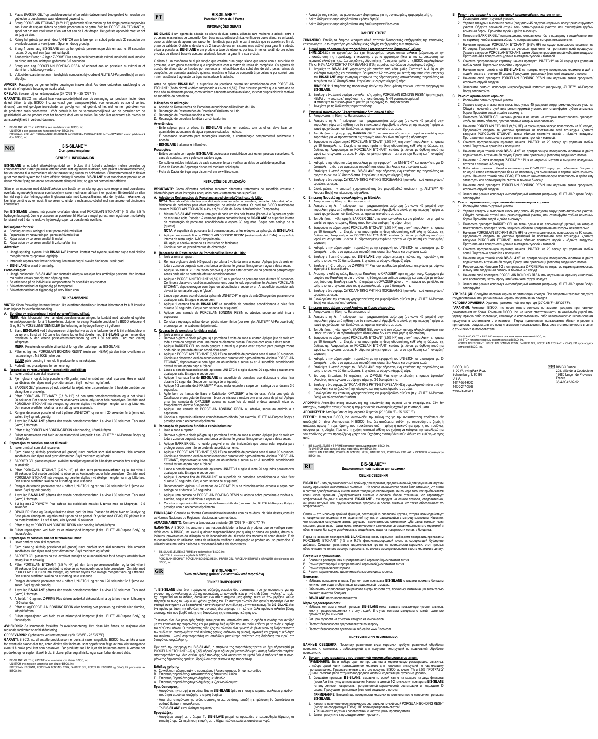3. Plaats BARRIER GEL* op tandvleesweefsel of porselein dat eventueel blootgesteld kan worden om gebieden te beschermen waar etsen niet gewenst is.
4. Breng PORCELAIN ETCHANT (9,5% HF) gedurende 90 seconden op het droge porseleinoppervlak aan. Houd de etsplaats tijdens de gehele procedure in de gaten. Zuig het PORCELAIN ETCHANT af, spoel het dan met veel water af en laat het aan de lucht drogen. Het geëtste oppervlak moet er dof en ijzig uit zien.
5. Reinig het geëtste porselein door UNI-ETCH aan te brengen en schud gedurende 20 seconden om eventuele zouten te verwijderen. Spoel en droog grondig.
6. Breng 1 dunne laag BIS-SILANE aan op het geëtste porseleinoppervlak en laat het 30 seconden rusten. Droog met een (warme) luchtspuit.
7. Aanbevolen: Breng 1-2 lagen Z-PRIME Plus aan op het blootgestelde zirkoniumoxide/aluminiumoxide en droog met een luchtspuit gedurende 3-5 seconden.
8. Breng een laag PORCELAIN BONDING RESIN of adhesief aan op porselein en zirkonium of aluminium, luchtdroog/-verdun.
9. Voltooi de reparatie met een microhybride composiet (bijvoorbeeld ÆLITE All-Purpose Body) en werk af/polijst.

**AFVOER:** Raadpleeg de gemeentelijke bepalingen inzake afval. Als deze ontbreken, raadpleegt u de nationale of regionale bepalingen inzake afval.

**OPSLAG:** Bewaren bij kamertemperatuur (20 °C/68 °F – 25 °C/77 °F).

**GARANTIE:** BISCO, Inc. erkent haar verantwoordelijkheid voor de vervanging van producten indien deze defect blijken te zijn. BISCO, Inc. aanvaardt geen aansprakelijkheid voor eventuele schade of verlies, direct(e) dan wel gevolg(elijke) schade, als gevolg van het gebruik of het niet kunnen gebruiken van de producten zoals beschreven. Vóór gebruik is het de verantwoordelijkheid van de gebruiker om de geschiktheid van het product voor het beoogde doel vast te stellen. De gebruiker aanvaardt alle risico's en aansprakelijkheid in verband daarmee.

* BIS-SILANE, ÆLITE en Z-PRIME is een handelsmerk van BISCO, Inc.
UNI-ETCH is een gedeponeerd handelsmerk van BISCO, Inc.
PORCELAIN ETCHANT, PORCELAIN BONDING RESIN, BARRIER GEL, PORCELAIN ETCHANT en OPAQUER worden gefabriceerd door BISCO, Inc.

# NO

## BIS-SILANE™*
### 2-delt porselensprimer

### GENERELL INFORMASJON

**BIS-SILANE** er et todelt silankoblingsmiddel som brukes til å forbedre adhesjon mellom porselen og komposittresiner. Basert på klinisk erfaring er det blitt lagt merke til at silan, som pakket i enflaskesystemene, har en tendens til å polymerisere når det nærmer seg slutten av holdbarheten. Silansystemet med to flasker gir et mer stabilt system for å sikre effektiv binding til porselen. **BIS-SILANE** er et etanolbasert produkt og er derfor mindre flyktig enn andre acetonbaserte silanprodukter, og gjør det dermed mer effektivt.

Silan er en monomer med dobbeltfunksjon som består av en silanolgruppe som reagerer med porselenets overflate, og metakrylatgrupper som kopolymeriserer med resinmatrisen i komposittet. Bindemiddel av silan har vist seg å øke fuktningsgraden til glassubstrater med komposittresiner, øke den fysiske, mekaniske, og kjemiske bonding av kompositt til porselen, og gi større motstandsdyktighet mot vannangrep ved bindingens kontaktflate.

Før **BIS-SILANE** påføres, må porselensoverflaten etses med PORCELAIN ETCHANT* (4 % eller 9,5 % hydrogenfluorsyre). Denne prosessen lar porselenet bli ikke bare meget porøst, men også svært mottakelig for silanet ved å danne reaktive hydroksylgrupper på porselenets overflate.

**Indikasjoner for bruk:**
A. Bonding av restaureringer i etset porselen/litiumdisilikat
B. Reparasjon av restaureringer i porselen/litiumdisilikat
C. Reparasjon av porselen smeltet til metall
D. Reparasjon av porselen smeltet til zirkonia/alumina

**Advarsler:**
• Unngå sprut i øynene. Hvis **BIS-SILANE** kommer i kontakt med øynene, skal man skylle med rikelige mengder vann og oppsøke legehjelp.
• Intraorale reparasjoner krever isolering, kontaminering vil svekke bindingen i sterk grad.
• **BIS-SILANE** er svært brannfarlig.

**Forholdsregler:**
• Unngå hudkontakt, **BIS-SILANE** kan forårsake allergisk reaksjon hos ømfintlige personer. Ved kontakt må huden vaskes grundig med såpe og vann.
• Se etikettene på de individuelle komponentene for spesifikke utløpsdatoer.
• Sikkerhetsdatablad er tilgjengelig på forespørsel.
• Sikkerhetsdatablad er tilgjengelig på www.Bisco.com.

### BRUKSANVISNING

**VIKTIG:** Siden forskjellige keramer krever ulike overflatebehandlinger, kontakt laboratoriet for å få korrekte instruksjoner for overflatebehandling.

**A. Bonding av restaureringer i etset porselen/litiumdisilikat:**
**MERK:** Hvis laboratoriet ikke har etset porselensrestaureringen, ta kontakt med laboratoriet og/eller keramikkprodusenten for å få korrekte instruksjoner for etsing. Relaterte produkter fra BISCO inkluderer 4 % og 9,5 % PORSELENSETSEMIDLER (bufferløsning av hydrogenfluorsyre i gelform).
1. Bland **BIS-SILANE** ved å dispensere en dråpe fra hver av de to flaskene (del A & B) i en blandebrønn og rør om. Børst på 1-2 tynne lag (tynne lag er tilstrekkelig) med **BIS-SILANE** på den innvendige overflaten av den etsede porselensrestaureringen og vent i 30 sekunder. Tørk med (varm) luftsprøyte.
**MERK:** Porselenets overflate vil se likt ut før og etter påføringen av **BIS-SILANE**.
2. Påfør et lag med PORCELAIN BONDING RESIN* (resin uten HEMA) på den indre overflaten av restaureringen. Må IKKE lysherdes!
**ELLER** påfør bonding i henhold til produsentens instruksjoner.
3. Fortsett med prosedyrene for sementering.

**B. Reparasjon av restaureringer i porselen/litiumdisilikat:**
1. Isoler området som skal repareres.
2. Fjern glasuren og skråslip porselenet (45 grader) rundt området som skal repareres. Hele området sandblåses eller slipes med grovt diamantbor. Skyll med vann og lufttørk.
3. BARRIER GEL* plasseres på evt. avdekket tannkjøtt, eller på porselenet for å beskytte områder der etsing ikke er ønskelig.
4. Påfør PORCELAIN ETCHANT* (9,5 % HF) på den tørre porselensoverflaten og la det virke i 90 sekunder. Det etsede området må observeres kontinuerlig under hele prosedyren. Området med PORCELAIN ETCHANT må avsuges, og deretter skylles med rikelige mengder vann og lufttørkes. Den etsede overflaten skal ha et matt og iset utseende.
5. Rengjør det etsede porselenet ved å påføre UNI-ETCH** og rør om i 20 sekunder for å fjerne evt. salter. Skyll og tørk grundig.
6. 1 tynt lag **BIS-SILANE** påføres den etsede porselensoverflaten. La virke i 30 sekunder. Tørk med (varm) luftsprøyte.
7. Påfør et lag PORCELAIN BONDING RESIN eller bonding, lufttørk/lufttynn.
8. Fullfør reparasjonen ved hjelp av en mikrohybrid kompositt (f.eks. ÆLITE™ All-Purpose Body) og fullfør/polér.

**C. Reparasjon av porselen smeltet til metall:**
1. Isoler området som skal repareres.
2. Fjern glasur og skråslip porselenet (45 grader) rundt området som skal repareres. Hele området sandblåses eller slipes med grovt diamantbor. Skyll med vann og lufttørk.
3. BARRIER GEL plasseres på evt. avdekket tannkjøtt, eller på porselenet for å beskytte områder hvor etsing ikke er ønskelig.
4. Påfør PORCELAIN ETCHANT (9,5 % HF) på den tørre porselensoverflaten og la det virke i 90 sekunder. Det etsede området må observeres kontinuerlig under hele prosedyren. Området med PORCELAIN ETCHANT må avsuges, og deretter skylles med rikelige mengder vann og lufttørkes. Den etsede overflaten skal ha et matt og iset utseende.
5. Rengjør det etsede porselenet ved å påføre UNI-ETCH, og rør om i 20 sekunder for å fjerne evt. salter. Skyll og tørk grundig.
6. 1 tynt lag **BIS-SILANE** påføres den etsede porselensoverflaten. La virke i 30 sekunder. Tørk med (varm) luftsprøyte.
7. 1-2 lag med Z-PRIME™ Plus påføres det avdekkede metallet & tørkes med en luftsprøyte i 3-5 sekunder.
8. OPAQUER* Base og Catalyst-flaskene ristes godt før bruk. Plasser én dråpe hver av Catalyst og Base på en blandeplate, og miks med tuppen på en pensel. Et tynt lag med OPAQUER påføres kun på metalloverflaten. La stå til tørk, eller lysherd i 5 sekunder.
9. Påfør et lag av PORCELAIN BONDING RESIN eller bonding, lufttørk/lufttynn.
10. Fullfør reparasjonen ved hjelp av en mikrohybrid kompositt (f.eks. ÆLITE All-Purpose Body) og finpuss/polér.

**D. Reparasjon av porselen smeltet til zirkonia/alumina:**
1. Isoler området som skal repareres.
2. Fjern glasur og skråslip porselenet (45 grader) rundt området som skal repareres. Hele området sandblåses eller slipes med grovt diamantbor. Skyll med vann og lufttørk.
3. BARRIER GEL plasseres på evt. avdekket tannkjøtt, eller på zirkonia/alumina for å beskytte områder hvor etsing ikke er ønskelig.
4. Påfør PORCELAIN ETCHANT (9,5 % HF) på den tørre porselensoverflaten og la det virke i 90 sekunder. Det etsede området må observeres kontinuerlig under hele prosedyren. Området med PORCELAIN ETCHANT må avsuges, og deretter skylles med rikelige mengder vann og lufttørkes. Den etsede overflaten skal ha et matt og iset utseende.
5. Rengjør det etsede porselenet ved å påføre UNI-ETCH, og rør om i 20 sekunder for å fjerne evt. salter. Skyll og tørk grundig.
6. 1 tynt lag **BIS-SILANE** påføres den etsede porselensoverflaten. La virke i 30 sekunder. Tørk med (varm) luftsprøyte.
7. Anbefalt: 1-2 lag med Z-PRIME Plus påføres avdekket zirkonia/alumina og tørkes med en luftsprøyte i 3-5 sekunder.
8. Påfør et lag PORCELAIN BONDING RESIN eller bonding på porselen og zirkonia eller alumina, lufttørk/lufttynn.
9. Fullfør reparasjonen ved hjelp av en mikrohybrid kompositt (f.eks. ÆLITE All-Purpose Body) og finpuss/polér.

**AVHENDING:** Se kommunale forskrifter for avfallshåndtering. Hvis disse ikke finnes, se nasjonale eller regionale forskrifter for avfallshåndtering.

**OPPBEVARING:** Oppbevares ved romtemperatur (20 °C/68 °F - 25 °C/77 °F).

**GARANTI:** BISCO, Inc. vil erstatte produkter som er bevist å være mangelfulle. BISCO, Inc. tar ikke ansvar for eventuelle skader eller tap, enten direkte eller indirekte, som oppstår som følge av bruk eller manglende evne til å bruke produktene som beskrevet. Før produktet tas i bruk, er det brukerens ansvar å avgjøre om produktet egner seg for tiltenkt bruk. Brukeren påtar seg all risiko og ansvar forbundet med dette.

* BIS-SILANE, ÆLITE og Z-PRIME er et varemerke som tilhører BISCO, Inc.
UNI-ETCH er et registrert varemerke som tilhører BISCO, Inc.
PORCELAIN ETCHANT, PORCELAIN BONDING RESIN, BARRIER GEL, PORCELAIN ETCHANT og OPAQUER produseres av BISCO, Inc.

# PT

## BIS-SILANE™*
### Porcelain Primer de 2 Partes

### INFORMAÇÕES GERAIS

**BIS-SILANE** é um agente de adesão de silano de duas partes, utilizado para melhorar a adesão entre a porcelana e as resinas de compósito. Com base na experiência clínica, verificou-se que o silano, se embalado como os sistemas de garrafa única, tem uma tendência para polimerizar à medida que se aproxima o fim do prazo de validade. O sistema de silano de 2 frascos oferece um sistema mais estável para garantir a adesão eficaz à porcelana. **BIS-SILANE** é um produto à base de etanol e, por isso, é menos volátil do que outros produtos de silano à base de acetona, ajudando também a garantir a sua eficácia.

O silano é um monómero de dupla função que consiste num grupo silanol que reage com a superfície da porcelana, e um grupo metacrilato que copolimeriza com a matriz de resina do compósito. Os agentes de adesão de silano são conhecidos por aumentar a molhabilidade dos substratos de vidro pelas resinas de compósito, por aumentar a adesão química, mecânica e física do compósito à porcelana e por conferir uma maior resistência à agressão da água na interface da adesão.

Antes de aplicar **BIS-SILANE**, a superfície da porcelana deverá ser acondicionada com PORCELAIN ETCHANT* (ácido hidrofluorídrico tamponado a 4% ou a 9,5%). Este processo permite que a porcelana se torne não só altamente porosa, como também altamente receptiva ao silano, por criar grupos hidroxilo reativos na superfície da porcelana.

**Indicações de utilização:**
A. Adesão de Restaurações de Porcelana acondicionada/Dissilicato de Lítio
B. Reparação de Restaurações de Porcelana/Dissilicato de Lítio
C. Reparação de Porcelana fundida a metal
D. Reparação de porcelana fundida a zircónia/alumina

**Advertências:**
• Evite salpicar para os olhos. Se **BIS-SILANE** entrar em contacto com os olhos, deve lavar com quantidades abundantes de água e procure cuidados médicos.
• É necessário isolamento para reparações intraorais, a contaminação comprometerá seriamente a adesão.
• **BIS-SILANE** é altamente inflamável.

**Precauções:**
• Evite o contacto com a pele; **BIS-SILANE** pode causar sensibilidade cutânea em pessoas suscetíveis. No caso de contacto, lave a pele com sabão e água.
• Consulte os rótulos individuais de cada componente para verificar as datas de validade específicas.
• Ficha de Dados de Segurança disponível mediante solicitação.
• Ficha de Dados de Segurança disponível em www.Bisco.com.

### INSTRUÇÕES DE UTILIZAÇÃO

**IMPORTANTE:** Como diferentes cerâmicas requerem diferentes tratamentos de superfície contacte o laboratório para obter instruções adequadas para o tratamento das superfícies.

**A. Adesão de Restaurações de Porcelana acondicionada/Dissilicato de Lítio:**
**NOTA:** Se o laboratório não tiver acondicionado a restauração de porcelana, contacte o laboratório e/ou o fabricante de cerâmicas para obter instruções de adesão corretas. Os produtos BISCO relacionados incluem PORCELAIN ETCHANTS a 4% e 9,5% (Géis de Ácido Hidrofluorídrico Tamponado).
1. Misture **BIS-SILANE** extraindo uma gota de cada um dos dois frascos (Partes A e B) para um godet de mistura e agite. Pincele 1-2 camadas (basta camadas finas) de **BIS-SILANE** na superfície interna da restauração de porcelana acondicionada e espere 30 segundos. Seque com seringa de ar (quente).
**NOTA:** A superfície da porcelana terá o mesmo aspeto antes e depois da aplicação de **BIS-SILANE**.
2. Aplique uma camada fina de PORCELAIN BONDING RESIN* (resina isenta de HEMA) na superfície interna da restauração. NÃO fotopolimerizar!
**OU** aplique adesivo segundo as instruções do fabricante.
3. Continue com o procedimento de cimentação.

**B. Reparação de Restaurações de Porcelana/Dissilicato de Lítio:**
1. Isole a zona a reparar.
2. Remova o glaze e bisele (45 graus) a porcelana à volta da zona a reparar. Aplique jato de areia em toda a zona ou desgaste com uma broca de diamante grossa. Enxague com água e deixe secar.
3. Aplique BARRIER GEL* no tecido gengival que possa estar exposto ou na porcelana para proteger zonas onde não se pretenda efetuar acondicionamento.
4. Aplique o PORCELAIN ETCHANT* (9,5% HF) na superfície da porcelana seca durante 90 segundos. Continue a observar o local do acondicionamento durante todo o procedimento. Aspire o PORCELAIN ETCHANT, depois enxague com água em abundância e seque ao ar. A superfície acondicionada deverá ter um aspeto baço e "glacé".
5. Limpe a porcelana acondicionada aplicando UNI-ETCH** e agite durante 20 segundos para remover quaisquer sais. Enxague e seque bem.
6. Aplique 1 camada fina de **BIS-SILANE** na superfície da porcelana acondicionada e deixe ficar durante 30 segundos. Seque com seringa de ar (quente).
7. Aplique uma camada de PORCELAIN BONDING RESIN ou adesivo, seque ao ar/diminua a espessura.
8. Conclua a reparação utilizando compósito micro-híbrido (por exemplo, ÆLITE™ All-Purpose Body) e prossiga com o acabamento/polimento.

**C. Reparação de porcelana fundida a metal:**
1. Isole a zona a reparar.
2. Remova o glaze e bisele (45 graus) a porcelana à volta da zona a reparar. Aplique jato de areia em toda a zona ou desgaste com uma broca de diamante grossa. Enxague com água e deixe secar.
3. Aplique BARRIER GEL no tecido gengival e no metal que possa estar exposto para proteger zonas onde não se pretenda efetuar acondicionamento.
4. Aplique o PORCELAIN ETCHANT (9,5% HF) na superfície da porcelana seca durante 90 segundos. Continue a observar o local do acondicionamento durante todo o procedimento. Aspire o PORCELAIN ETCHANT, depois enxague com água em abundância e seque ao ar. A superfície acondicionada deverá ter um aspeto baço e "glacé".
5. Limpe a porcelana acondicionada aplicando UNI-ETCH e agite durante 20 segundos para remover quaisquer sais. Enxague e seque bem.
6. Aplique 1 camada fina de **BIS-SILANE** na superfície da porcelana acondicionada e deixe ficar durante 30 segundos. Seque com seringa de ar (quente).
7. Aplique 1-2 camadas de Z-PRIME™ Plus no metal exposto e seque com seringa de ar durante 3-5 segundos.
8. Agite bem os frascos de Base e Catalisador OPAQUER* antes de usar. Verta uma gota de Catalisador e uma gota de Base num bloco de mistura e misture com a ponta de um pincel. Aplique uma fina camada de OPAQUER apenas na superfície do metal e deixe autopolimerizar ou fotopolimerize durante 5 segundos.
9. Aplique uma camada de PORCELAIN BONDING RESIN ou adesivo, seque ao ar/diminua a espessura.
10. Conclua a reparação utilizando compósito micro-híbrido (por exemplo, ÆLITE All-Purpose Body) e prossiga com o acabamento/polimento.

**D. Reparação de porcelana fundida a zircónia/alumina:**
1. Isole a zona a reparar.
2. Remova o glaze e bisele (45 graus) a porcelana à volta da zona a reparar. Aplique jato de areia em toda a zona ou desgaste com uma broca de diamante grossa. Enxague com água e deixe secar.
3. Aplique BARRIER GEL no tecido gengival e na zircónia/alumina que possa estar exposto para proteger zonas onde não se pretenda efetuar acondicionamento.
4. Aplique o PORCELAIN ETCHANT (9,5% HF) na superfície da porcelana seca durante 90 segundos. Continue a observar o local do acondicionamento durante todo o procedimento. Aspire o PORCELAIN ETCHANT, depois enxague com água em abundância e seque ao ar. A superfície acondicionada deverá ter um aspeto baço e "glacé".
5. Limpe a porcelana acondicionada aplicando UNI-ETCH e agite durante 20 segundos para remover quaisquer sais. Enxague e seque bem.
6. Aplique 1 camada fina de **BIS-SILANE** na superfície da porcelana acondicionada e deixe ficar durante 30 segundos. Seque com seringa de ar (quente).
7. Recomendado: Aplique 1-2 camadas de Z-PRIME Plus na zircónia/alumina exposta e seque com seringa de ar durante 3-5 segundos.
8. Aplique uma camada de PORCELAIN BONDING RESIN ou adesivo sobre porcelana e zircónia ou alumina, seque ao ar/diminua a espessura.
9. Conclua a reparação utilizando compósito micro-híbrido (por exemplo, ÆLITE All-Purpose Body) e prossiga com o acabamento/polimento.

**ELIMINAÇÃO:** Consulte as Normas Comunitárias relacionadas com os resíduos. Na falta destas, consulte as Normas Nacionais ou Regionais relacionadas com resíduos.

**ARMAZENAMENTO:** Conservar à temperatura ambiente (20 °C/68 °F – 25 °C/77 °F).

**GARANTIA:** A BISCO, Inc. assume a sua responsabilidade na troca de produtos que se verifique serem defeituosos. A BISCO, Inc. exclui qualquer responsabilidade por quaisquer danos ou perdas, diretos ou indiretos, provenientes da utilização ou da incapacidade de utilização dos produtos tal como descrito. É da responsabilidade do utilizador, antes da utilização, verificar a adequação do produto ao uso pretendido. O utilizador assume todos os riscos e responsabilidades daí decorrentes.

* BIS-SILANE, ÆLITE e Z-PRIME are trademarks of BISCO, Inc.
UNI-ETCH é uma marca registada da BISCO, Inc.
PORCELAIN ETCHANT, PORCELAIN BONDING RESIN, BARRIER GEL, PORCELAIN ETCHANT e OPAQUER são fabricados pela BISCO, Inc.

# GR

## BIS-SILANE™*
### Υλικό επένδυσης (primer) 2 συστατικών από πορσελάνη

### ΓΕΝΙΚΕΣ ΠΛΗΡΟΦΟΡΙΕΣ

Το **BIS-SILANE** είναι ένας παράγοντας σύζευξης σιλανίου δύο συστατικών, που χρησιμοποιείται για την ενίσχυση της συγκόλλησης μεταξύ της πορσελάνης και των συνθετικών ρητινών. Με βάση την κλινική εμπειρία, έχει σημειωθεί ότι το σιλάνιο, συσκευασμένο στα συστήματα μιας φιάλης, τείνει να πολυμερίζεται καθώς πλησιάζει το τέλος του χρόνου ζωής του. Το σύστημα σιλανίου δύο φιαλών προσφέρει ένα πιο σταθερό σύστημα για να διασφαλιστεί η αποτελεσματική συγκόλληση με την πορσελάνη. Το **BIS-SILANE** είναι ένα προϊόν με βάση την αιθανόλη και συνεπώς είναι λιγότερο πτητικό από άλλα προϊόντα σιλανίου βάσης ακετόνης, κάτι που βοηθά επίσης στη διασφάλιση της αποτελεσματικότητάς του.

Το σιλάνιο είναι ένα μονομερές διπλής λειτουργίας που αποτελείται από μια ομάδα σιλανόλης που αντιδρά με την επιφάνεια της πορσελάνης και μια μεθακρυλική ομάδα που συμπολυμερίζεται με τη μήτρα ρητίνης του συνθέτου υλικού. Οι παράγοντες σύζευξης του σιλανίου είναι γνωστό ότι βελτιώνουν τη διαβρεκτικότητα των υαλωδών υποστρωμάτων από συνθέτες ρητίνες, αυξάνουν τη φυσική, μηχανική και χημική συγκόλληση του συνθέτου υλικού στην πορσελάνη και αποδίδουν μεγαλύτερη αντίσταση στη διείσδυση του νερού στη διεπιφάνεια συγκόλλησης.

Πριν από την εφαρμογή του **BIS-SILANE**, η επιφάνεια της πορσελάνης πρέπει να έχει αδροποιηθεί με PORCELAIN ETCHANT* (4% ή 9,5% υδροφθορικό οξύ σε ρυθμιστικό διάλυμα). Αυτή η διαδικασία επιτρέπει στην πορσελάνη όχι μόνο να γίνει ιδιαίτερα πορώδης, αλλά και να είναι σε υψηλό βαθμό επιδεκτική στο σιλάνιο, μέσω της δημιουργίας ομάδων υδροξυλίου στην επιφάνεια της πορσελάνης.

**Ενδείξεις χρήσης:**
Α. Συγκόλληση αδροποιημένης πορσελάνης / Αποκαταστάσεις διπυριτικού λιθίου
Β. Επισκευή πορσελάνης / Αποκαταστάσεις διπυριτικού λιθίου
Γ. Επισκευή Πορσελάνης συγκολλημένης με Μέταλλο
Δ. Επισκευή πορσελάνης συγκολλημένης με ζιρκόνια/αλουμίνα

**Προειδοποιήσεις:**
• Αποφύγετε την επαφή με τα μάτια. Εάν το **BIS-SILANE** έρθει σε επαφή με τα μάτια, εκπλύνετε με άφθονη ποσότητα νερού και αναζητήστε ιατρική βοήθεια.
• Απαιτείται απομόνωση για ενδοστοματικές αποκαταστάσεις, επειδή η επιμόλυνση θα διακυβεύσει σε σοβαρό βαθμό τη συγκόλληση.
• Το **BIS-SILANE** είναι εύφλεκτο.

**Προφυλάξεις:**
• Αποφύγετε επαφή με το δέρμα. Το **BIS-SILANE** μπορεί να προκαλέσει υπερευαισθησία δέρματος σε ευπαθή άτομα. Σε περίπτωση επαφής με το δέρμα, πλύνετε καλά με σαπούνι και νερό.
• Ανατρέξτε στις ετικέτες των μεμονωμένων εξαρτημάτων για τις συγκεκριμένες ημερομηνίες λήξης.
• Δελτίο δεδομένων ασφαλείας διαθέσιμο κατόπιν αίτησης.
• Δελτίο δεδομένων ασφαλείας διαθέσιμο στη διεύθυνση www.Bisco.com.

### ΟΔΗΓΙΕΣ ΧΡΗΣΗΣ

**ΣΗΜΑΝΤΙΚΟ:** Επειδή τα διάφορα κεραμικά υλικά απαιτούν διαφορετικές επεξεργασίες της επιφάνειας, επικοινωνήστε με το εργαστήριο για ενδεδειγμένες οδηγίες επεξεργασίας των επιφανειών.

**Α. Συγκόλληση αδροποιημένης πορσελάνης / Αποκαταστάσεις διπυριτικού λιθίου:**
**ΣΗΜΕΙΩΣΗ:** Εάν το εργαστήριο δεν έχει αδροποιήσει την αποκατάσταση της πορσελάνης, επικοινωνήστε με το εργαστήριο ή/και με τον κατασκευαστή του κεραμικού υλικού για τις κατάλληλες οδηγίες αδροποίησης. Τα σχετικά προϊόντα της BISCO περιλαμβάνουν 4% και 9,5% ΑΔΡΟΠΟΙΗΤΙΚΑ ΠΟΡΣΕΛΑΝΗΣ (Γέλη σε ρυθμιστικό διάλυμα υδροφθορικού οξέος).
1. Αναμείξτε το **BIS-SILANE** χορηγώντας μία σταγόνα από κάθε φιάλη (Συστατικά Α & Β) σε μία κοιλότητα ανάμιξης και αναδεύστε. Βουρτσίστε 1-2 στρώσεις (οι λεπτές στρώσεις είναι επαρκείς) του **BIS-SILANE** στην εσωτερική επιφάνεια της αδροποιημένης αποκατάστασης πορσελάνης και περιμένετε για 30 δευτερόλεπτα. Στεγνώστε με σύριγγα (θερμού) αέρα.
**ΣΗΜΕΙΩΣΗ:** Η επιφάνεια της πορσελάνης θα έχει την ίδια εμφάνιση πριν και μετά την εφαρμογή του **BIS-SILANE**.
2. Επαλείψτε ένα λεπτό στρώμα συγκολλητικής ρητίνης PORCELAIN BONDING RESIN* (ρητίνη χωρίς HEMA) στην εσωτερική επιφάνεια της αποκατάστασης. ΜΗΝ φωτοπολυμερίσετε!
**Ή** επαλείψτε το συγκολλητικό σύμφωνα με τις οδηγίες του παρασκευαστή.
3. Συνεχίστε με τις διαδικασίες τσιμεντοποίησης.

**Β. Επισκευή πορσελάνης / Αποκαταστάσεις διπυριτικού λιθίου:**
1. Απομονώστε τη θέση που θα επισκευαστεί.
2. Αφαιρέστε τη λεπτή επίστρωση και πραγματοποιήστε λοξοτομή (με γωνία 45 μοιρών) στην πορσελάνη γύρω από τη θέση που θα επισκευαστεί. Αμμοβολήστε ολόκληρη την περιοχή ή τρίψτε με τραχύ τροχό διαμαντιού. Εκπλύνετε με νερό και στεγνώστε με αέρα.
3. Τοποθετήστε τη γέλη φραγής BARRIER GEL* στον ιστό των ούλων που μπορεί να εκτεθεί ή στην πορσελάνη για να προστατευτούν περιοχές όπου δεν είναι επιθυμητή η αδροποίηση.
4. Εφαρμόστε το αδροποιητικό PORCELAIN ETCHANT* (9,5% HF) στη στεγνή πορσελάνινη επιφάνεια για 90 δευτερόλεπτα. Συνεχίστε να παρατηρείτε τη θέση αδροποίησης καθ' όλη τη διάρκεια της διαδικασίας. Αναρροφήστε το PORCELAIN ETCHANT, κατόπιν ξεπλύνετε με άφθονη ποσότητα νερού και στεγνώστε με αέρα. Η αδροποιημένη επιφάνεια πρέπει να έχει θαμπή και "παγωμένη" εμφάνιση.
5. Καθαρίστε την αδροποιημένη πορσελάνη με την εφαρμογή του UNI-ETCH** και ανακινήστε για 20 δευτερόλεπτα ώστε να αφαιρέσετε οποιαδήποτε άλατα. Ξεπλύνετε και στεγνώστε καλά.
6. Επαλείψτε 1 λεπτό στρώμα του **BIS-SILANE** στην αδροποιημένη πορσελάνινη επιφάνεια και αφήστε το εκεί για 30 δευτερόλεπτα. Στεγνώστε με σύριγγα (θερμού) αέρα.
7. Επαλείψτε ένα στρώμα ΣΥΓΚΟΛΛΗΤΙΚΗΣ ΡΗΤΙΝΗΣ ΠΟΡΣΕΛΑΝΗΣ ή συγκολλητικού και στεγνώστε/αραιώστε με αέρα.
8. Ολοκληρώστε την επισκευή χρησιμοποιώντας ένα μικροϋβριδικό σύνθετο (π.χ. ÆLITE™ All-Purpose Body) και τελειοποιήστε/γυαλίστε.

**Γ. Επισκευή Πορσελάνης συγκολλημένης με Μέταλλο:**
1. Απομονώστε τη θέση που θα επισκευαστεί.
2. Αφαιρέστε τη λεπτή επίστρωση και πραγματοποιήστε λοξοτομή (με γωνία 45 μοιρών) στην πορσελάνη γύρω από τη θέση που θα επισκευαστεί. Αμμοβολήστε ολόκληρη την περιοχή ή τρίψτε με τραχύ τροχό διαμαντιού. Εκπλύνετε με νερό και στεγνώστε με αέρα.
3. Τοποθετήστε τη γέλη φραγής BARRIER GEL στον ιστό των ούλων και στο μέταλλο που μπορεί να εκτεθεί για να προστατευτούν περιοχές όπου δεν είναι επιθυμητή η αδροποίηση.
4. Εφαρμόστε το αδροποιητικό PORCELAIN ETCHANT (9,5% HF) στη στεγνή πορσελάνινη επιφάνεια για 90 δευτερόλεπτα. Συνεχίστε να παρατηρείτε τη θέση αδροποίησης καθ' όλη τη διάρκεια της διαδικασίας. Αναρροφήστε το PORCELAIN ETCHANT, κατόπιν ξεπλύνετε με άφθονη ποσότητα νερού και στεγνώστε με αέρα. Η αδροποιημένη επιφάνεια πρέπει να έχει θαμπή και "παγωμένη" εμφάνιση.
5. Καθαρίστε την αδροποιημένη πορσελάνη με την εφαρμογή του UNI-ETCH και ανακινήστε για 20 δευτερόλεπτα ώστε να αφαιρέσετε οποιαδήποτε άλατα. Ξεπλύνετε και στεγνώστε καλά.
6. Επαλείψτε 1 λεπτό στρώμα του **BIS-SILANE** στην αδροποιημένη πορσελάνινη επιφάνεια και αφήστε το εκεί για 30 δευτερόλεπτα. Στεγνώστε με σύριγγα (θερμού) αέρα.
7. Επαλείψτε 1-2 στρώσεις του Z-PRIME™ Plus στο εκτεθειμένο μέταλλο και στεγνώστε με σύριγγα αέρα για 3-5 δευτερόλεπτα.
8. Ανακινήστε καλά τις φιάλες Βάσης και Καταλύτη του OPAQUER* πριν τη χρήση τους. Χορηγήστε μία σταγόνα του Καταλύτη και μία σταγόνα της Βάσης σε ένα επίθεμα ανάμειξης και αναμείξτε με το άκρο μιας βούρτσας. Επαλείψτε ένα λεπτό στρώμα του OPAQUER μόνο στην επιφάνεια του μετάλλου και αφήστε το να στεγνώσει μόνο του ή φωτοπολυμερίστε για 5 δευτερόλεπτα.
9. Επαλείψτε ένα στρώμα ΣΥΓΚΟΛΛΗΤΙΚΗΣ ΡΗΤΙΝΗΣ ΠΟΡΣΕΛΑΝΗΣ ή συγκολλητικού και στεγνώστε/αραιώστε με αέρα.
10. Ολοκληρώστε την επισκευή χρησιμοποιώντας ένα μικροϋβριδικό σύνθετο (π.χ. ÆLITE All-Purpose Body) και τελειοποιήστε/γυαλίστε.

**Δ. Επισκευή πορσελάνης συγκολλημένης με ζιρκόνια/αλουμίνα:**
1. Απομονώστε τη θέση που θα επισκευαστεί.
2. Αφαιρέστε τη λεπτή επίστρωση και πραγματοποιήστε λοξοτομή (με γωνία 45 μοιρών) στην πορσελάνη γύρω από τη θέση που θα επισκευαστεί. Αμμοβολήστε ολόκληρη την περιοχή ή τρίψτε με τραχύ τροχό διαμαντιού. Εκπλύνετε με νερό και στεγνώστε με αέρα.
3. Τοποθετήστε τη γέλη φραγής BARRIER GEL στον ιστό των ούλων και στη ζιρκόνια/αλουμίνα που μπορεί να εκτεθεί για να προστατευτούν περιοχές όπου δεν είναι επιθυμητή η αδροποίηση.
4. Εφαρμόστε το αδροποιητικό PORCELAIN ETCHANT (9,5% HF) στη στεγνή πορσελάνινη επιφάνεια για 90 δευτερόλεπτα. Συνεχίστε να παρατηρείτε τη θέση αδροποίησης καθ' όλη τη διάρκεια της διαδικασίας. Αναρροφήστε το PORCELAIN ETCHANT, κατόπιν ξεπλύνετε με άφθονη ποσότητα νερού και στεγνώστε με αέρα. Η αδροποιημένη επιφάνεια πρέπει να έχει θαμπή και "παγωμένη" εμφάνιση.
5. Καθαρίστε την αδροποιημένη πορσελάνη με την εφαρμογή του UNI-ETCH και ανακινήστε για 20 δευτερόλεπτα ώστε να αφαιρέσετε οποιαδήποτε άλατα. Ξεπλύνετε και στεγνώστε καλά.
6. Επαλείψτε 1 λεπτό στρώμα του **BIS-SILANE** στην αδροποιημένη πορσελάνινη επιφάνεια και αφήστε το εκεί για 30 δευτερόλεπτα. Στεγνώστε με σύριγγα (θερμού) αέρα.
7. Σύσταση: Επαλείψτε 1-2 στρώσεις του Z-PRIME Plus στην εκτεθειμένη ζιρκόνια/αλουμίνα και στεγνώστε με σύριγγα αέρα για 3-5 δευτερόλεπτα.
8. Επαλείψτε ένα στρώμα ΣΥΓΚΟΛΛΗΤΙΚΗΣ ΡΗΤΙΝΗΣ ΠΟΡΣΕΛΑΝΗΣ ή συγκολλητικού πάνω από την πορσελάνη και τη ζιρκόνια ή την αλουμίνα και στεγνώστε/αραιώστε με αέρα.
9. Ολοκληρώστε την επισκευή χρησιμοποιώντας ένα μικροϋβριδικό σύνθετο (π.χ. ÆLITE All-Purpose Body) και τελειοποιήστε/γυαλίστε.

**ΑΠΟΡΡΙΨΗ:** Ανατρέξτε στους κανονισμούς της κοινότητάς σας σχετικά με τα απορρίμματα. Εάν δεν υπάρχουν, ανατρέξτε στους εθνικούς ή περιφερειακούς κανονισμούς σχετικά με τα απορρίμματα.

**ΑΠΟΘΗΚΕΥΣΗ:** Αποθηκεύστε σε θερμοκρασία δωματίου (20 °C/68 °F - 25 °C/77 °F).

**ΕΓΓΥΗΣΗ:** Η εταιρεία BISCO, Inc. αναγνωρίζει την ευθύνη της για την αντικατάσταση προϊόντων εάν αποδειχθεί ότι είναι ελαττωματικά. Η BISCO, Inc. δεν αποδέχεται ευθύνη για οποιεσδήποτε ζημιές ή απώλειες, άμεσες ή παρεπόμενες, που προκύπτουν από τη χρήση ή ανικανότητα χρήσης του προϊόντος σύμφωνα με τις οδηγίες. Πριν από τη χρήση, αποτελεί ευθύνη του χρήστη να αποφασίσει την καταλληλότητα του προϊόντος για την προοριζόμενη χρήση του. Ο χρήστης αναλαμβάνει κάθε κίνδυνο και ευθύνη ως προς αυτό.

* BIS-SILANE, ÆLITE και Z-PRIME αποτελούν εμπορικό σήμα της BISCO, Inc.
Το UNI-ETCH είναι εμπορικό σήμα κατατεθέν της BISCO, Inc.
PORCELAIN ETCHANT, PORCELAIN BONDING RESIN, BARRIER GEL, PORCELAIN ETCHANT και OPAQUER παράγονται από την BISCO, Inc.

# RU

## BIS-SILANE™*
### Двухкомпонентный праймер для керамики

### ОБЩИЕ СВЕДЕНИЯ

**BIS-SILANE** - это двухкомпонентный праймер для керамики, предназначенный для улучшения адгезии между керамикой и композитными смолами. На основе клинического опыта было отмечено, что силан в составе однобутылочных систем имеет тенденцию к полимеризации по мере того, как приближается конец срока хранения. Двухбутылочная система с силаном более стабильна, что гарантирует эффективный бондинг с керамикой. **BIS-SILANE** - это продукт на основе этанола, следовательно, он менее летуч, чем другие силановые продукты на основе ацетона, что также обеспечивает его эффективность.

Силан — это мономер двойной функции, состоящий из силаноловой группы, которая взаимодействует с поверхностью керамики, и метакрилатной группы, встраивающейся в матрицу композита. Известно, что силановые связующие агенты улучшают смачиваемость стеклянных субстратов композитными смолами, увеличивают физическое, механическое и химическое связывание композита с керамикой и обеспечивают большую устойчивость к воздействию воды на поверхности контакта бондинга.

Перед нанесением препарата **BIS-SILANE** поверхность керамики необходимо протравить препаратом PORCELAIN ETCHANT* (4% или 9,5% фтористоводородной кислоты, содержащей буферные добавки). Создавая реактивные гидроксильные группы на поверхности керамики, этот процесс обеспечивает не только высокую пористость, но и очень высокую восприимчивость керамики к силану.

**Показания к применению:**
A. Бондинг в реставрациях с протравленной керамикой/дисиликатом лития
B. Ремонт реставраций с протравленной керамикой/дисиликатом лития
C. Ремонт керамических коронок
D. Ремонт керамических, циркониевых/алюмооксидных коронок

**Внимание:**
• Избегать попадания в глаза. При контакте препарата **BIS-SILANE** с глазами промыть большим количеством воды и обратиться за медицинской помощью.
• Обеспечить изолирование при ремонте внутри полости рта, поскольку контаминация значительно снижает качество бондинга.
• **BIS-SILANE** легко воспламеняется.

**Меры предосторожности:**
• Избегать контакта с кожей; препарат **BIS-SILANE** может вызвать повышенную чувствительность кожи у предрасположенных к этому людей. В случае контакта материала с кожей тщательно промойте водой с мылом.
• См. срок годности на этикетках каждого из компонентов.
• Паспорт безопасности предоставляется по запросу.
• Паспорт безопасности доступен на веб-сайте www.Bisco.com.

### ИНСТРУКЦИИ ПО ПРИМЕНЕНИЮ

**ВАЖНЫЕ СВЕДЕНИЯ:** Поскольку различные виды керамики требуют различной обработки поверхности, связывайтесь с лабораторией для получения инструкций по правильной обработке поверхности.

**A. Бондинг в реставрациях с протравленной керамикой/дисиликатом лития:**
**ПРИМЕЧАНИЕ:** Если лаборатория не протравливала керамическую реставрацию, свяжитесь с лабораторией и/или производителем керамики для получения инструкций по надлежащему протравливанию. Предназначенные для этого продукты BISCO включают 4% и 9,5% ПРОТРАВКУ ДЛЯ КЕРАМИКИ (гели фтористоводородной кислоты, содержащие буферные добавки).
1. Смешайте препарат **BIS-SILANE**, выдавив по одной капле из каждого из двух флаконов (части A и B) в лунку для смешивания. Нанесите щеткой 1-2 тонких слоя препарата **BIS-SILANE** на внутреннюю поверхность протравленной керамической реставрации и подождите 30 секунд. Просушите при помощи (теплого) воздушного потока.
**ПРИМЕЧАНИЕ:** Внешний вид поверхности керамики не меняется после нанесения препарата **BIS-SILANE**.
2. Нанесите на внутреннюю поверхность реставрации тонкий слой PORCELAIN BONDING RESIN* (смолу, не содержащую ГЭМА). НЕ полимеризовать светом!
**ИЛИ** нанесите адгезив в соответствии с инструкциями производителя.
3. Затем приступите к процедуре цементирования.

**B. Ремонт реставраций с протравленной керамикой/дисиликатом лития:**
1. Изолируйте ремонтируемый участок.
2. Удалите глазурь и выполните скосы (под углом 45 градусов) керамики вокруг ремонтируемого участка. Обдуйте песчаной струей весь ремонтируемый участок, или отшлифуйте грубым алмазным бором. Промойте водой и дайте высохнуть.
3. Поместите BARRIER GEL* на ткань десны, которая может быть подвергнута воздействию, или на керамику, чтобы защитить области, протравливание которых нежелательно.
4. Нанесите препарат PORCELAIN ETCHANT* (9,5% HF) на сухую поверхность керамики на 90 секунд. Продолжайте следить за участком травления на протяжении всей процедуры. Удалите вакуумом PORCELAIN ETCHANT, затем обильно промойте водой и обдайте воздухом. Протравленная поверхность должна выглядеть тусклой и матовой.
5. Очистите протравленную керамику, нанеся препарат UNI-ETCH** на 20 секунд для удаления любых солей. Тщательно промойте и просушите.
6. Нанесите один тонкий слой **BIS-SILANE** на протравленную поверхность керамики и дайте подействовать в течение 30 секунд. Просушите при помощи (теплого) воздушного потока.
7. Нанесите слой препарата PORCELAIN BONDING RESIN или адгезива, затем просушите/истончите струей воздуха.
8. Завершите ремонт, используя микрогибридный композит (например, ÆLITE™ All-Purpose Body), отполируйте.

**C. Ремонт керамических коронок:**
1. Изолируйте ремонтируемый участок.
2. Удалите глазурь и выполните скосы (под углом 45 градусов) керамики вокруг ремонтируемого участка. Обдуйте песчаной струей весь ремонтируемый участок, или отшлифуйте грубым алмазным бором. Промойте водой и дайте высохнуть.
3. Поместите BARRIER GEL на ткань десны и на металл, на которые может попасть препарат, чтобы защитить области, протравливание которых нежелательно.
4. Нанесите PORCELAIN ETCHANT (9,5% HF) на сухую керамическую поверхность на 90 секунд. Продолжайте следить за участком травления на протяжении всей процедуры. Удалите вакуумом PORCELAIN ETCHANT, затем обильно промойте водой и обдайте воздухом. Протравленная поверхность должна выглядеть тусклой и матовой.
5. Очистите протравленную керамику, нанеся препарат UNI-ETCH на 20 секунд для удаления любых солей. Тщательно промойте и просушите.
6. Нанесите один тонкий слой **BIS-SILANE** на протравленную поверхность керамики и дайте подействовать в течение 30 секунд. Просушите при помощи (теплого) воздушного потока.
7. Нанесите 1-2 слоя Z-PRIME™ Plus на открытый металл и высушите воздушным потоком в течение 3-5 секунд.
8. Взболтайте флаконы с базой и катализатором OPAQUER* перед употреблением. Выдавите по одной капле катализатора и базы на пластинку для смешивания и перемешайте кончиком щетки. Нанесите тонкий слой OPAQUER только на металлическую поверхность и дайте ему затвердеть или полимеризуйте светом в течение 5 секунд.
9. Нанесите слой препарата PORCELAIN BONDING RESIN или адгезива, затем просушите/истончите струей воздуха.
10. Завершите ремонт, используя микрогибридный композит (например, ÆLITE All-Purpose Body), отполируйте.

**D. Ремонт керамических, циркониевых/алюмооксидных коронок:**
1. Изолируйте ремонтируемый участок.
2. Удалите глазурь и выполните скосы (под углом 45 градусов) керамики вокруг ремонтируемого участка. Обдуйте песчаной струей весь ремонтируемый участок, или отшлифуйте грубым алмазным бором. Промойте водой и дайте высохнуть.
3. Поместите BARRIER GEL на ткань десны и на алюмооксидный/цирконий, на которые может попасть препарат, чтобы защитить области, протравливание которых нежелательно.
4. Нанесите PORCELAIN ETCHANT (9,5% HF) на сухую керамическую поверхность на 90 секунд. Продолжайте следить за участком травления на протяжении всей процедуры. Удалите вакуумом PORCELAIN ETCHANT, затем обильно промойте водой и обдайте воздухом. Протравленная поверхность должна выглядеть тусклой и матовой.
5. Очистите протравленную керамику, нанеся препарат UNI-ETCH на 20 секунд для удаления любых солей. Тщательно промойте и просушите.
6. Нанесите один тонкий слой **BIS-SILANE** на протравленную поверхность керамики и дайте подействовать в течение 30 секунд. Просушите при помощи (теплого) воздушного потока.
7. Рекомендации: Нанесите 1-2 слоя препарата Z-PRIME Plus на открытую циркониевую/алюмооксидную поверхность и высушите воздушным потоком в течение 3-5 секунд.
8. Нанесите слой препарата PORCELAIN BONDING RESIN или адгезива на керамику и цирконий или алюмооксид, затем просушите/истончите струей воздуха.
9. Завершите ремонт, используя микрогибридный композит (например, ÆLITE All-Purpose Body), отполируйте.

**УТИЛИЗАЦИЯ:** Следуйте местным нормам по утилизации отходов. При отсутствии таковых следуйте государственным или региональным нормам по утилизации отходов.

**УСЛОВИЯ ХРАНЕНИЯ:** Хранить при комнатной температуре (20°C/68°F - 25°C/77°F).

**ГАРАНТИЯ:** Компания BISCO, Inc. несет ответственность по замене продуктов при наличии доказательств их брака. Компания BISCO, Inc. не несет ответственности за какой-либо ущерб или утрату, прямую либо косвенную, связанную с использованием либо невозможностью использования продуктов в соответствии с описанием. Перед применением пользователь обязан определить пригодность продукта для его предполагаемого использования. Весь риск и ответственность в связи с этим лежит на пользователе.

* BIS-SILANE, ÆLITE и Z-PRIME являются товарным знаком компании BISCO, Inc.
UNI-ETCH является товарным знаком компании BISCO, Inc.
PORCELAIN ETCHANT, PORCELAIN BONDING RESIN, BARRIER GEL, PORCELAIN ETCHANT и OPAQUER производятся компанией BISCO, Inc.

BISCO, INC.
1100 W. Irving Park Road
Schaumburg, IL 60193
U.S.A.
1-847-534-6000
1-800-247-3368
www.bisco.com

EC REP BISCO France
208, allée de la Coudoulette
13680 Lançon de Provence
France
33-4-90-42-92-92